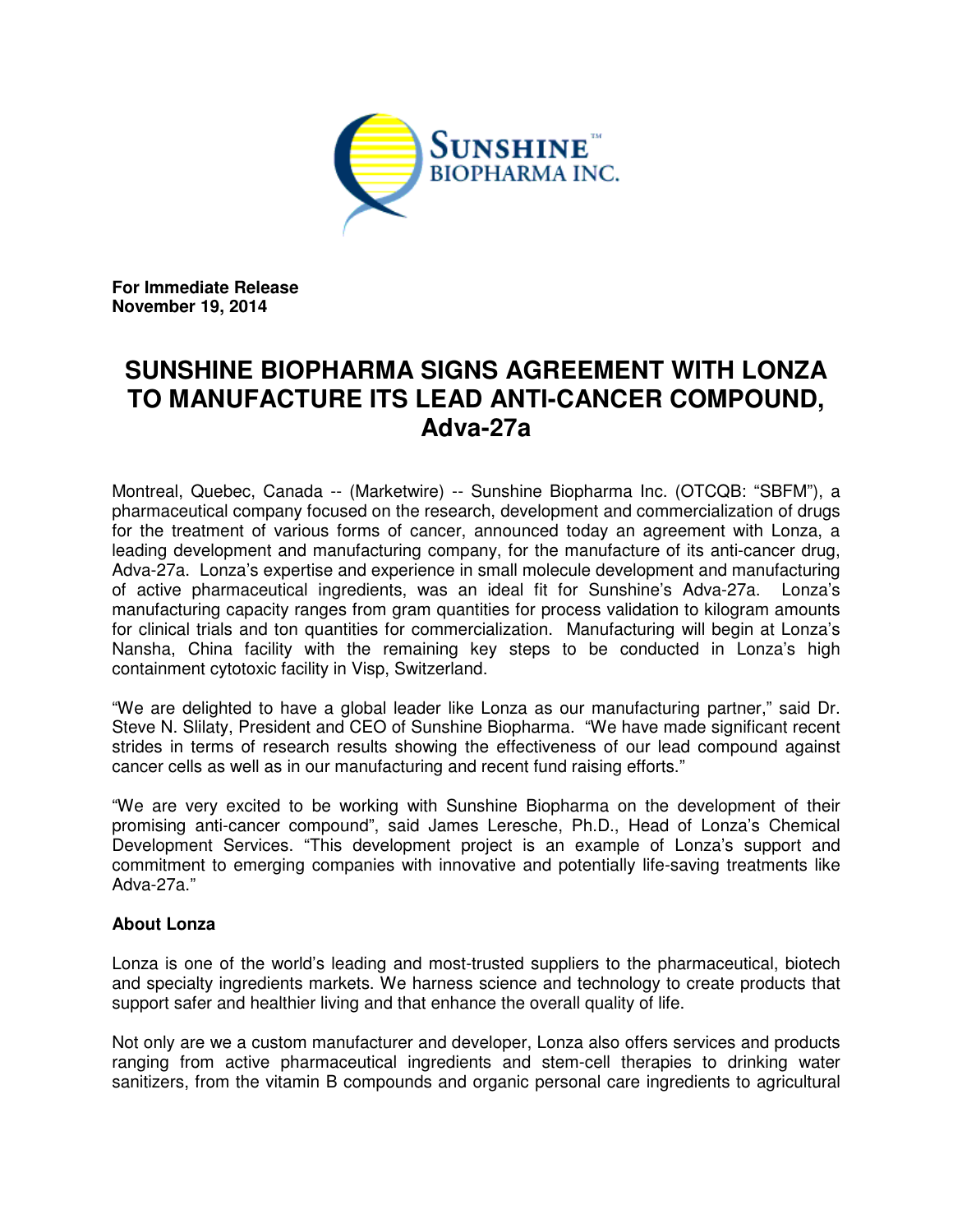**For Immediate Release**
**November 19, 2014**

# SUNSHINE BIOPHARMA SIGNS AGREEMENT WITH LONZA TO MANUFACTURE ITS LEAD ANTI-CANCER COMPOUND, Adva-27a

Montreal, Quebec, Canada -- (Marketwire) -- Sunshine Biopharma Inc. (OTCQB: "SBFM"), a pharmaceutical company focused on the research, development and commercialization of drugs for the treatment of various forms of cancer, announced today an agreement with Lonza, a leading development and manufacturing company, for the manufacture of its anti-cancer drug, Adva-27a. Lonza's expertise and experience in small molecule development and manufacturing of active pharmaceutical ingredients, was an ideal fit for Sunshine's Adva-27a. Lonza's manufacturing capacity ranges from gram quantities for process validation to kilogram amounts for clinical trials and ton quantities for commercialization. Manufacturing will begin at Lonza's Nansha, China facility with the remaining key steps to be conducted in Lonza's high containment cytotoxic facility in Visp, Switzerland.

"We are delighted to have a global leader like Lonza as our manufacturing partner," said Dr. Steve N. Slilaty, President and CEO of Sunshine Biopharma. "We have made significant recent strides in terms of research results showing the effectiveness of our lead compound against cancer cells as well as in our manufacturing and recent fund raising efforts."

"We are very excited to be working with Sunshine Biopharma on the development of their promising anti-cancer compound", said James Leresche, Ph.D., Head of Lonza's Chemical Development Services. "This development project is an example of Lonza's support and commitment to emerging companies with innovative and potentially life-saving treatments like Adva-27a."

**About Lonza**

Lonza is one of the world's leading and most-trusted suppliers to the pharmaceutical, biotech and specialty ingredients markets. We harness science and technology to create products that support safer and healthier living and that enhance the overall quality of life.

Not only are we a custom manufacturer and developer, Lonza also offers services and products ranging from active pharmaceutical ingredients and stem-cell therapies to drinking water sanitizers, from the vitamin B compounds and organic personal care ingredients to agricultural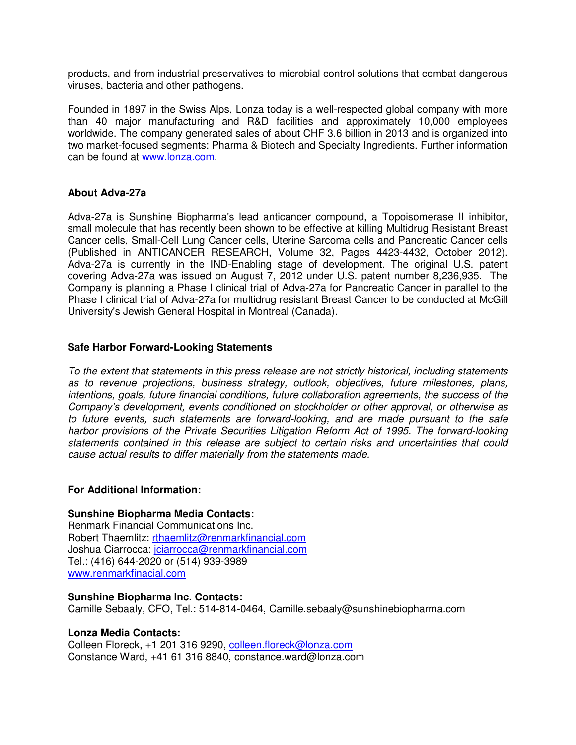products, and from industrial preservatives to microbial control solutions that combat dangerous viruses, bacteria and other pathogens.

Founded in 1897 in the Swiss Alps, Lonza today is a well-respected global company with more than 40 major manufacturing and R&D facilities and approximately 10,000 employees worldwide. The company generated sales of about CHF 3.6 billion in 2013 and is organized into two market-focused segments: Pharma & Biotech and Specialty Ingredients. Further information can be found at www.lonza.com.

**About Adva-27a**

Adva-27a is Sunshine Biopharma's lead anticancer compound, a Topoisomerase II inhibitor, small molecule that has recently been shown to be effective at killing Multidrug Resistant Breast Cancer cells, Small-Cell Lung Cancer cells, Uterine Sarcoma cells and Pancreatic Cancer cells (Published in ANTICANCER RESEARCH, Volume 32, Pages 4423-4432, October 2012). Adva-27a is currently in the IND-Enabling stage of development. The original U.S. patent covering Adva-27a was issued on August 7, 2012 under U.S. patent number 8,236,935. The Company is planning a Phase I clinical trial of Adva-27a for Pancreatic Cancer in parallel to the Phase I clinical trial of Adva-27a for multidrug resistant Breast Cancer to be conducted at McGill University's Jewish General Hospital in Montreal (Canada).

**Safe Harbor Forward-Looking Statements**

*To the extent that statements in this press release are not strictly historical, including statements as to revenue projections, business strategy, outlook, objectives, future milestones, plans, intentions, goals, future financial conditions, future collaboration agreements, the success of the Company's development, events conditioned on stockholder or other approval, or otherwise as to future events, such statements are forward-looking, and are made pursuant to the safe harbor provisions of the Private Securities Litigation Reform Act of 1995. The forward-looking statements contained in this release are subject to certain risks and uncertainties that could cause actual results to differ materially from the statements made.*

**For Additional Information:**

**Sunshine Biopharma Media Contacts:**
Renmark Financial Communications Inc.
Robert Thaemlitz: rthaemlitz@renmarkfinancial.com
Joshua Ciarrocca: jciarrocca@renmarkfinancial.com
Tel.: (416) 644-2020 or (514) 939-3989
www.renmarkfinacial.com

**Sunshine Biopharma Inc. Contacts:**
Camille Sebaaly, CFO, Tel.: 514-814-0464, Camille.sebaaly@sunshinebiopharma.com

**Lonza Media Contacts:**
Colleen Floreck, +1 201 316 9290, colleen.floreck@lonza.com
Constance Ward, +41 61 316 8840, constance.ward@lonza.com